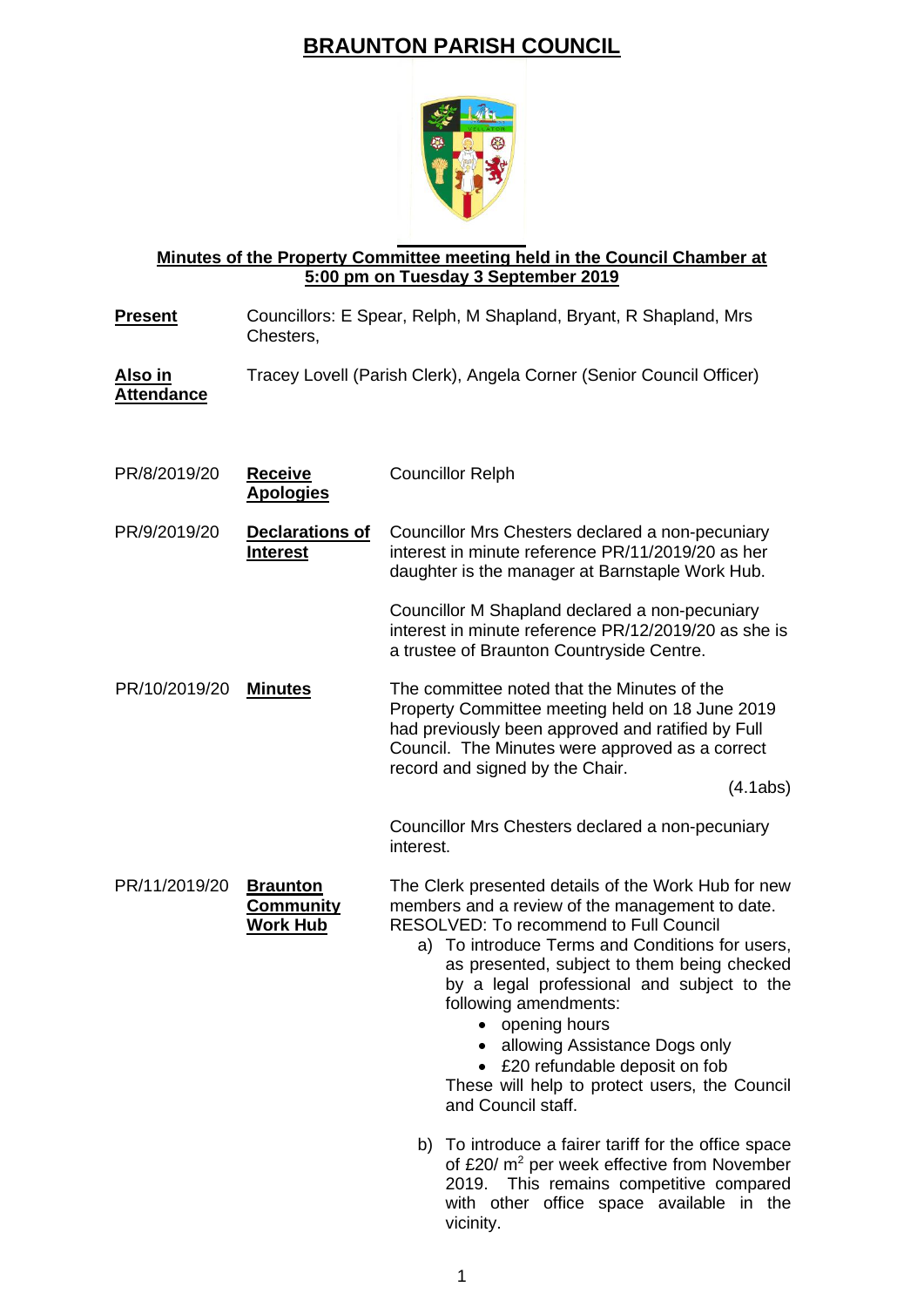# BRAUNTON PARISH COUNCIL

**Minutes of the Property Committee meeting held in the Council Chamber at 5:00 pm on Tuesday 3 September 2019**

**Present** Councillors: E Spear, Relph, M Shapland, Bryant, R Shapland, Mrs Chesters,

**Also in Attendance** Tracey Lovell (Parish Clerk), Angela Corner (Senior Council Officer)

| | | |
|---|---|---|
| PR/8/2019/20 | **Receive Apologies** | Councillor Relph |
| PR/9/2019/20 | **Declarations of Interest** | Councillor Mrs Chesters declared a non-pecuniary interest in minute reference PR/11/2019/20 as her daughter is the manager at Barnstaple Work Hub.<br><br>Councillor M Shapland declared a non-pecuniary interest in minute reference PR/12/2019/20 as she is a trustee of Braunton Countryside Centre. |
| PR/10/2019/20 | **Minutes** | The committee noted that the Minutes of the Property Committee meeting held on 18 June 2019 had previously been approved and ratified by Full Council. The Minutes were approved as a correct record and signed by the Chair. (4.1abs)<br><br>Councillor Mrs Chesters declared a non-pecuniary interest. |
| PR/11/2019/20 | **Braunton Community Work Hub** | The Clerk presented details of the Work Hub for new members and a review of the management to date.<br>RESOLVED: To recommend to Full Council<br>a) To introduce Terms and Conditions for users, as presented, subject to them being checked by a legal professional and subject to the following amendments:<br>• opening hours<br>• allowing Assistance Dogs only<br>• £20 refundable deposit on fob<br>These will help to protect users, the Council and Council staff.<br><br>b) To introduce a fairer tariff for the office space of £20/ $m^2$ per week effective from November 2019. This remains competitive compared with other office space available in the vicinity. |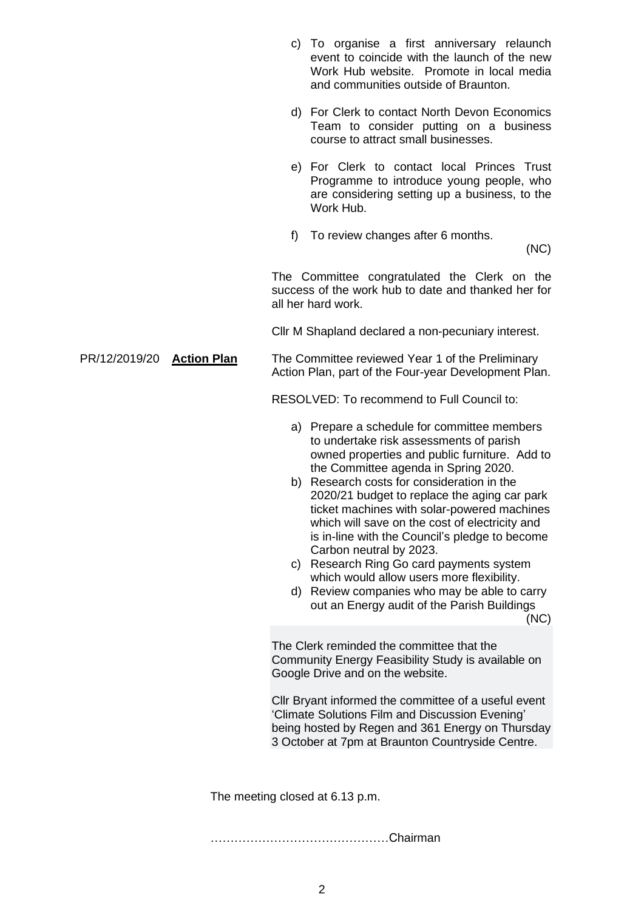c) To organise a first anniversary relaunch event to coincide with the launch of the new Work Hub website. Promote in local media and communities outside of Braunton.

d) For Clerk to contact North Devon Economics Team to consider putting on a business course to attract small businesses.

e) For Clerk to contact local Princes Trust Programme to introduce young people, who are considering setting up a business, to the Work Hub.

f) To review changes after 6 months.

(NC)

The Committee congratulated the Clerk on the success of the work hub to date and thanked her for all her hard work.

Cllr M Shapland declared a non-pecuniary interest.

PR/12/2019/20 **Action Plan**

The Committee reviewed Year 1 of the Preliminary Action Plan, part of the Four-year Development Plan.

RESOLVED: To recommend to Full Council to:

a) Prepare a schedule for committee members to undertake risk assessments of parish owned properties and public furniture. Add to the Committee agenda in Spring 2020.
b) Research costs for consideration in the 2020/21 budget to replace the aging car park ticket machines with solar-powered machines which will save on the cost of electricity and is in-line with the Council's pledge to become Carbon neutral by 2023.
c) Research Ring Go card payments system which would allow users more flexibility.
d) Review companies who may be able to carry out an Energy audit of the Parish Buildings

(NC)

The Clerk reminded the committee that the Community Energy Feasibility Study is available on Google Drive and on the website.

Cllr Bryant informed the committee of a useful event 'Climate Solutions Film and Discussion Evening' being hosted by Regen and 361 Energy on Thursday 3 October at 7pm at Braunton Countryside Centre.

The meeting closed at 6.13 p.m.

………………………………………Chairman